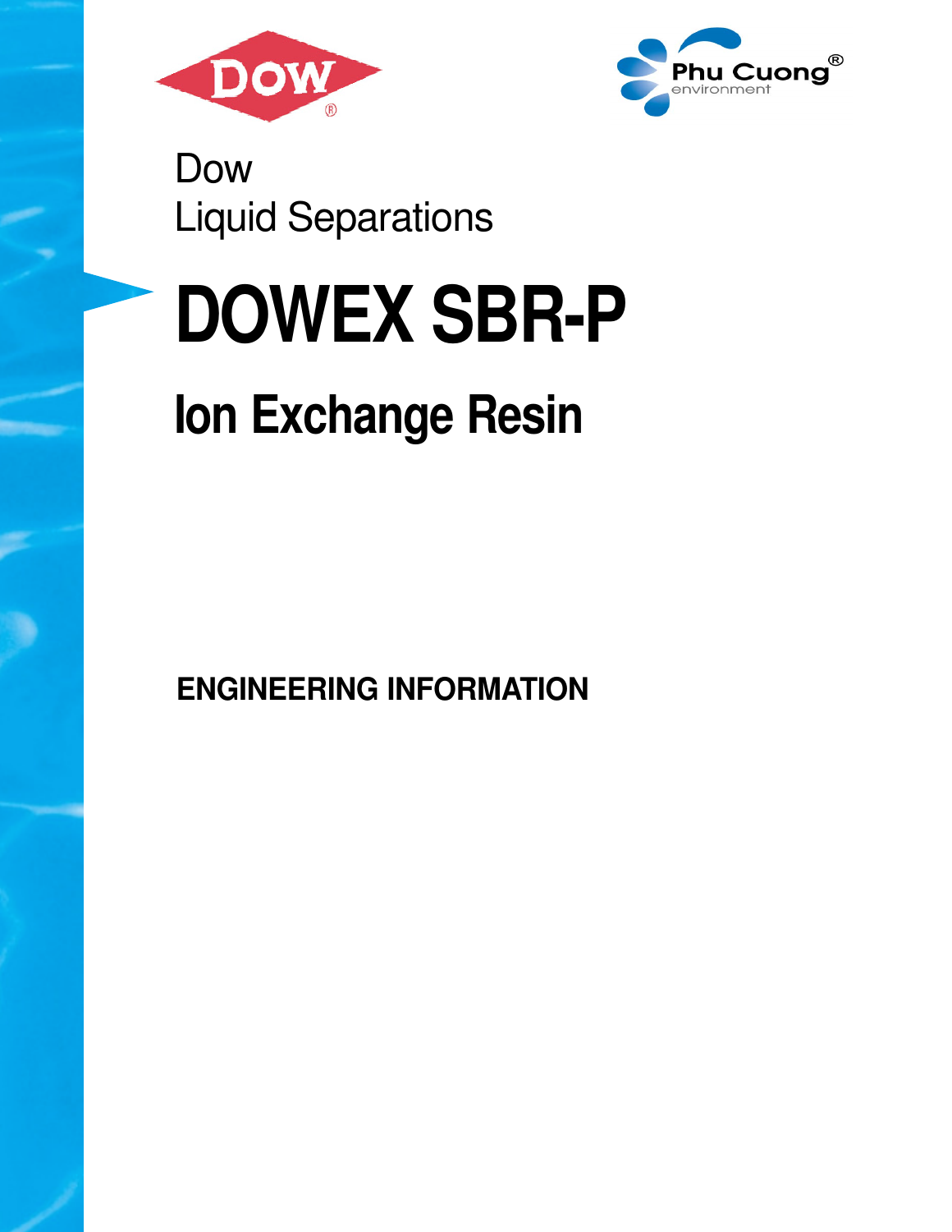Dow
Liquid Separations

# DOWEX SBR-P

## Ion Exchange Resin

**ENGINEERING INFORMATION**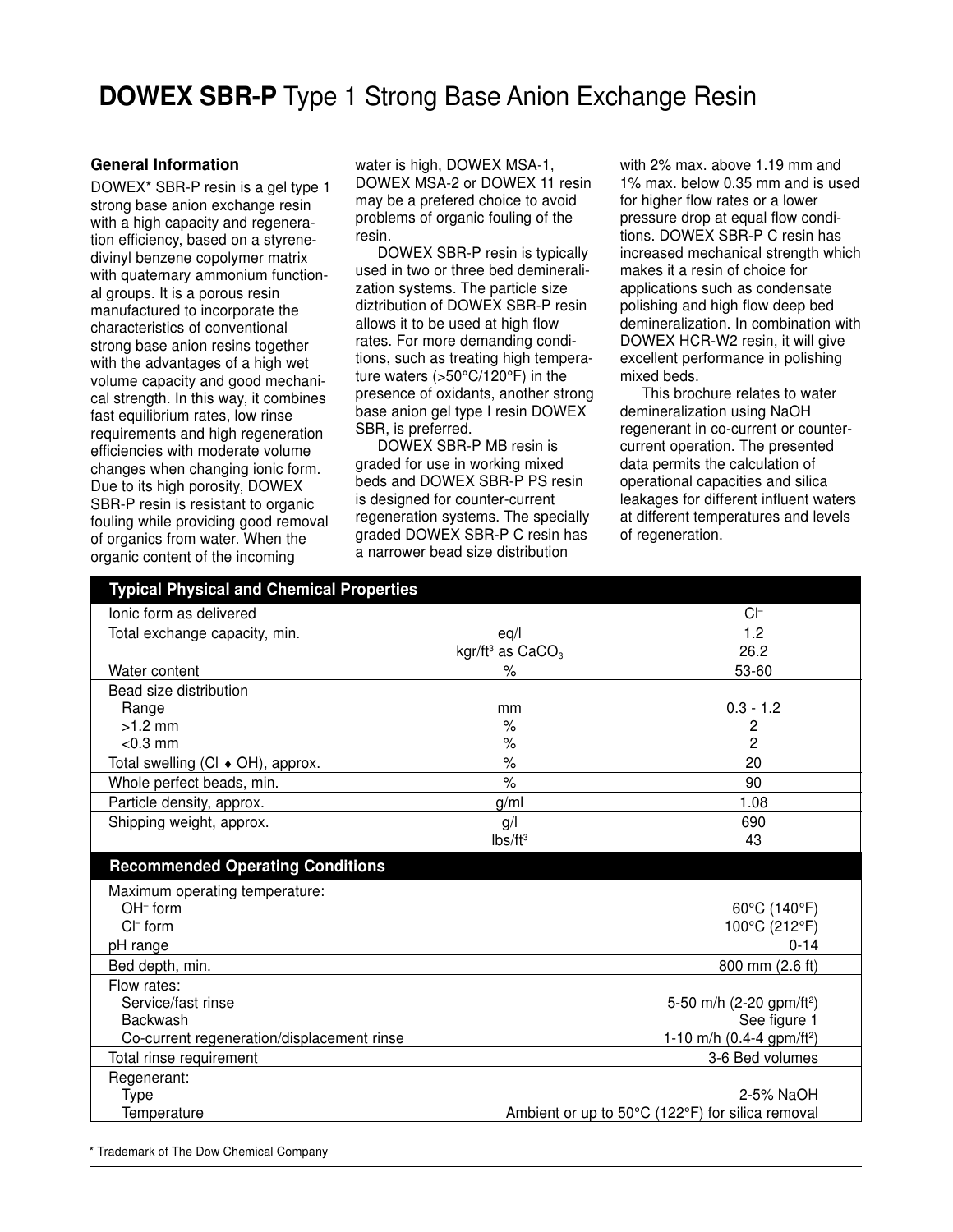# **DOWEX SBR-P** Type 1 Strong Base Anion Exchange Resin

### General Information

DOWEX* SBR-P resin is a gel type 1 strong base anion exchange resin with a high capacity and regeneration efficiency, based on a styrene-divinyl benzene copolymer matrix with quaternary ammonium functional groups. It is a porous resin manufactured to incorporate the characteristics of conventional strong base anion resins together with the advantages of a high wet volume capacity and good mechanical strength. In this way, it combines fast equilibrium rates, low rinse requirements and high regeneration efficiencies with moderate volume changes when changing ionic form. Due to its high porosity, DOWEX SBR-P resin is resistant to organic fouling while providing good removal of organics from water. When the organic content of the incoming water is high, DOWEX MSA-1, DOWEX MSA-2 or DOWEX 11 resin may be a prefered choice to avoid problems of organic fouling of the resin.

DOWEX SBR-P resin is typically used in two or three bed demineralization systems. The particle size diztribution of DOWEX SBR-P resin allows it to be used at high flow rates. For more demanding conditions, such as treating high temperature waters (>50°C/120°F) in the presence of oxidants, another strong base anion gel type I resin DOWEX SBR, is preferred.

DOWEX SBR-P MB resin is graded for use in working mixed beds and DOWEX SBR-P PS resin is designed for counter-current regeneration systems. The specially graded DOWEX SBR-P C resin has a narrower bead size distribution with 2% max. above 1.19 mm and 1% max. below 0.35 mm and is used for higher flow rates or a lower pressure drop at equal flow conditions. DOWEX SBR-P C resin has increased mechanical strength which makes it a resin of choice for applications such as condensate polishing and high flow deep bed demineralization. In combination with DOWEX HCR-W2 resin, it will give excellent performance in polishing mixed beds.

This brochure relates to water demineralization using NaOH regenerant in co-current or counter-current operation. The presented data permits the calculation of operational capacities and silica leakages for different influent waters at different temperatures and levels of regeneration.

| Typical Physical and Chemical Properties | | |
|---|---|---|
| Ionic form as delivered | | $Cl^-$ |
| Total exchange capacity, min. | eq/l | 1.2 |
| | kgr/ft³ as $CaCO_3$ | 26.2 |
| Water content | % | 53-60 |
| Bead size distribution | | |
| Range | mm | 0.3 - 1.2 |
| >1.2 mm | % | 2 |
| <0.3 mm | % | 2 |
| Total swelling (Cl ♦ OH), approx. | % | 20 |
| Whole perfect beads, min. | % | 90 |
| Particle density, approx. | g/ml | 1.08 |
| Shipping weight, approx. | g/l | 690 |
| | lbs/ft³ | 43 |

| Recommended Operating Conditions | |
|---|---|
| Maximum operating temperature: | |
| $OH^-$ form | 60°C (140°F) |
| $Cl^-$ form | 100°C (212°F) |
| pH range | 0-14 |
| Bed depth, min. | 800 mm (2.6 ft) |
| Flow rates: | |
| Service/fast rinse | 5-50 m/h (2-20 gpm/ft²) |
| Backwash | See figure 1 |
| Co-current regeneration/displacement rinse | 1-10 m/h (0.4-4 gpm/ft²) |
| Total rinse requirement | 3-6 Bed volumes |
| Regenerant: | |
| Type | 2-5% NaOH |
| Temperature | Ambient or up to 50°C (122°F) for silica removal |

* Trademark of The Dow Chemical Company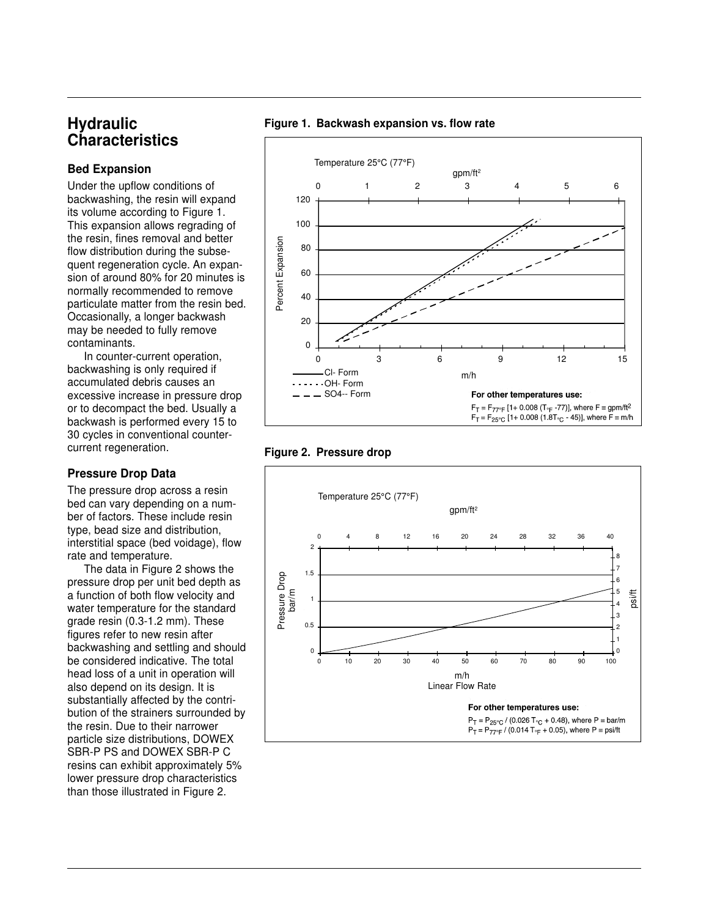# Hydraulic Characteristics

## Bed Expansion

Under the upflow conditions of backwashing, the resin will expand its volume according to Figure 1. This expansion allows regrading of the resin, fines removal and better flow distribution during the subsequent regeneration cycle. An expansion of around 80% for 20 minutes is normally recommended to remove particulate matter from the resin bed. Occasionally, a longer backwash may be needed to fully remove contaminants.

In counter-current operation, backwashing is only required if accumulated debris causes an excessive increase in pressure drop or to decompact the bed. Usually a backwash is performed every 15 to 30 cycles in conventional counter-current regeneration.

## Pressure Drop Data

The pressure drop across a resin bed can vary depending on a number of factors. These include resin type, bead size and distribution, interstitial space (bed voidage), flow rate and temperature.

The data in Figure 2 shows the pressure drop per unit bed depth as a function of both flow velocity and water temperature for the standard grade resin (0.3-1.2 mm). These figures refer to new resin after backwashing and settling and should be considered indicative. The total head loss of a unit in operation will also depend on its design. It is substantially affected by the contribution of the strainers surrounded by the resin. Due to their narrower particle size distributions, DOWEX SBR-P PS and DOWEX SBR-P C resins can exhibit approximately 5% lower pressure drop characteristics than those illustrated in Figure 2.

**Figure 1. Backwash expansion vs. flow rate**

Temperature 25°C (77°F)

For other temperatures use:

$F_T = F_{77°F}\,[1 + 0.008\,(T_{°F} - 77)]$, where $F \equiv$ gpm/ft²

$F_T = F_{25°C}\,[1 + 0.008\,(1.8T_{°C} - 45)]$, where $F \equiv$ m/h

**Figure 2. Pressure drop**

Temperature 25°C (77°F)

For other temperatures use:

$P_T = P_{25°C} / (0.026\,T_{°C} + 0.48)$, where $P \equiv$ bar/m

$P_T = P_{77°F} / (0.014\,T_{°F} + 0.05)$, where $P \equiv$ psi/ft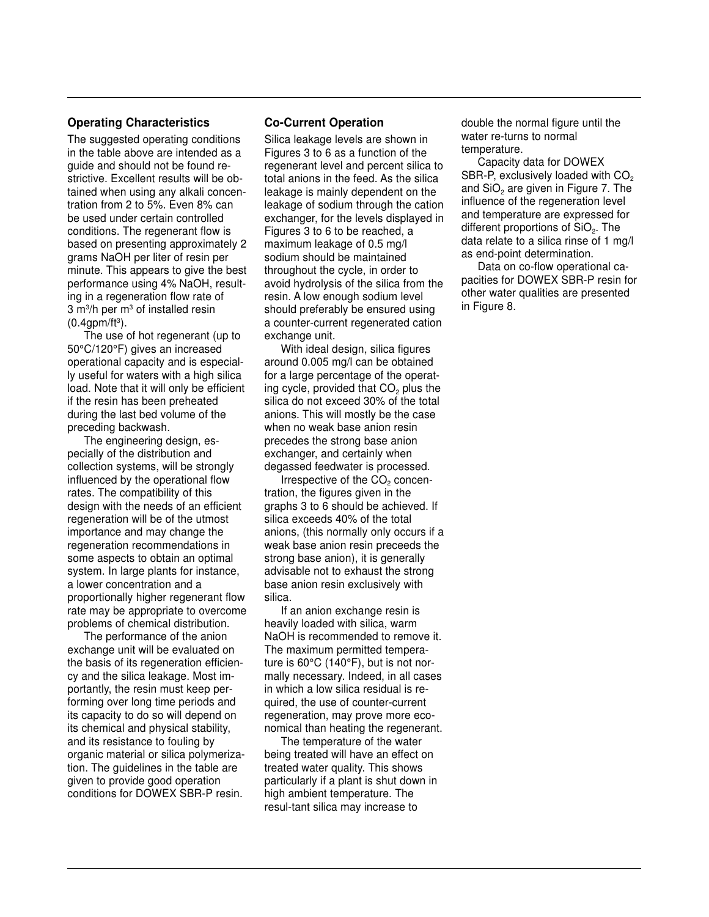## Operating Characteristics

The suggested operating conditions in the table above are intended as a guide and should not be found restrictive. Excellent results will be obtained when using any alkali concentration from 2 to 5%. Even 8% can be used under certain controlled conditions. The regenerant flow is based on presenting approximately 2 grams NaOH per liter of resin per minute. This appears to give the best performance using 4% NaOH, resulting in a regeneration flow rate of 3 $m^3/h$ per $m^3$ of installed resin (0.4gpm/$ft^3$).

The use of hot regenerant (up to 50°C/120°F) gives an increased operational capacity and is especially useful for waters with a high silica load. Note that it will only be efficient if the resin has been preheated during the last bed volume of the preceding backwash.

The engineering design, especially of the distribution and collection systems, will be strongly influenced by the operational flow rates. The compatibility of this design with the needs of an efficient regeneration will be of the utmost importance and may change the regeneration recommendations in some aspects to obtain an optimal system. In large plants for instance, a lower concentration and a proportionally higher regenerant flow rate may be appropriate to overcome problems of chemical distribution.

The performance of the anion exchange unit will be evaluated on the basis of its regeneration efficiency and the silica leakage. Most importantly, the resin must keep performing over long time periods and its capacity to do so will depend on its chemical and physical stability, and its resistance to fouling by organic material or silica polymerization. The guidelines in the table are given to provide good operation conditions for DOWEX SBR-P resin.

## Co-Current Operation

Silica leakage levels are shown in Figures 3 to 6 as a function of the regenerant level and percent silica to total anions in the feed. As the silica leakage is mainly dependent on the leakage of sodium through the cation exchanger, for the levels displayed in Figures 3 to 6 to be reached, a maximum leakage of 0.5 mg/l sodium should be maintained throughout the cycle, in order to avoid hydrolysis of the silica from the resin. A low enough sodium level should preferably be ensured using a counter-current regenerated cation exchange unit.

With ideal design, silica figures around 0.005 mg/l can be obtained for a large percentage of the operating cycle, provided that $CO_2$ plus the silica do not exceed 30% of the total anions. This will mostly be the case when no weak base anion resin precedes the strong base anion exchanger, and certainly when degassed feedwater is processed.

Irrespective of the $CO_2$ concentration, the figures given in the graphs 3 to 6 should be achieved. If silica exceeds 40% of the total anions, (this normally only occurs if a weak base anion resin preceeds the strong base anion), it is generally advisable not to exhaust the strong base anion resin exclusively with silica.

If an anion exchange resin is heavily loaded with silica, warm NaOH is recommended to remove it. The maximum permitted temperature is 60°C (140°F), but is not normally necessary. Indeed, in all cases in which a low silica residual is required, the use of counter-current regeneration, may prove more economical than heating the regenerant.

The temperature of the water being treated will have an effect on treated water quality. This shows particularly if a plant is shut down in high ambient temperature. The resultant silica may increase to double the normal figure until the water re-turns to normal temperature.

Capacity data for DOWEX SBR-P, exclusively loaded with $CO_2$ and $SiO_2$ are given in Figure 7. The influence of the regeneration level and temperature are expressed for different proportions of $SiO_2$. The data relate to a silica rinse of 1 mg/l as end-point determination.

Data on co-flow operational capacities for DOWEX SBR-P resin for other water qualities are presented in Figure 8.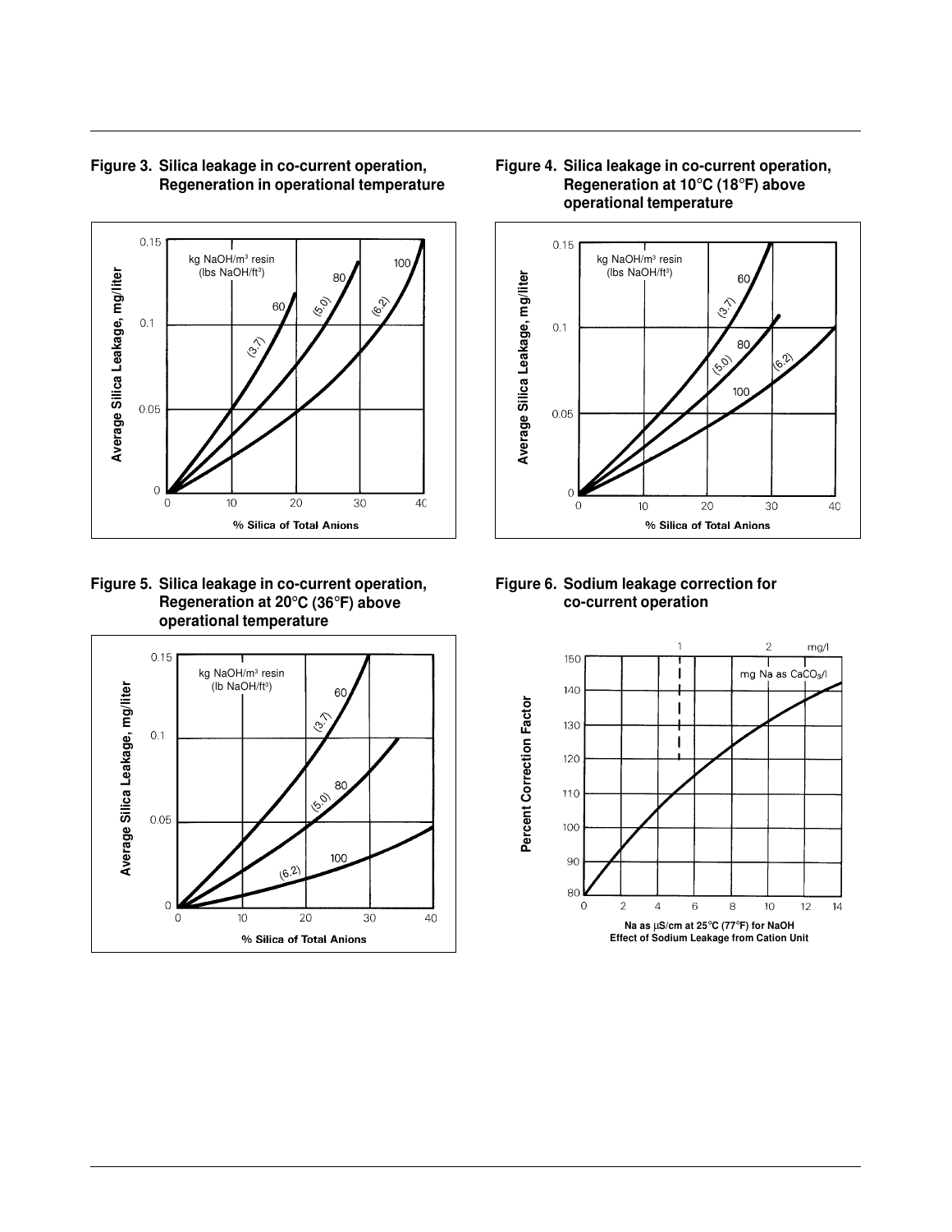**Figure 3. Silica leakage in co-current operation, Regeneration in operational temperature**

**Figure 4. Silica leakage in co-current operation, Regeneration at 10°C (18°F) above operational temperature**

**Figure 5. Silica leakage in co-current operation, Regeneration at 20°C (36°F) above operational temperature**

**Figure 6. Sodium leakage correction for co-current operation**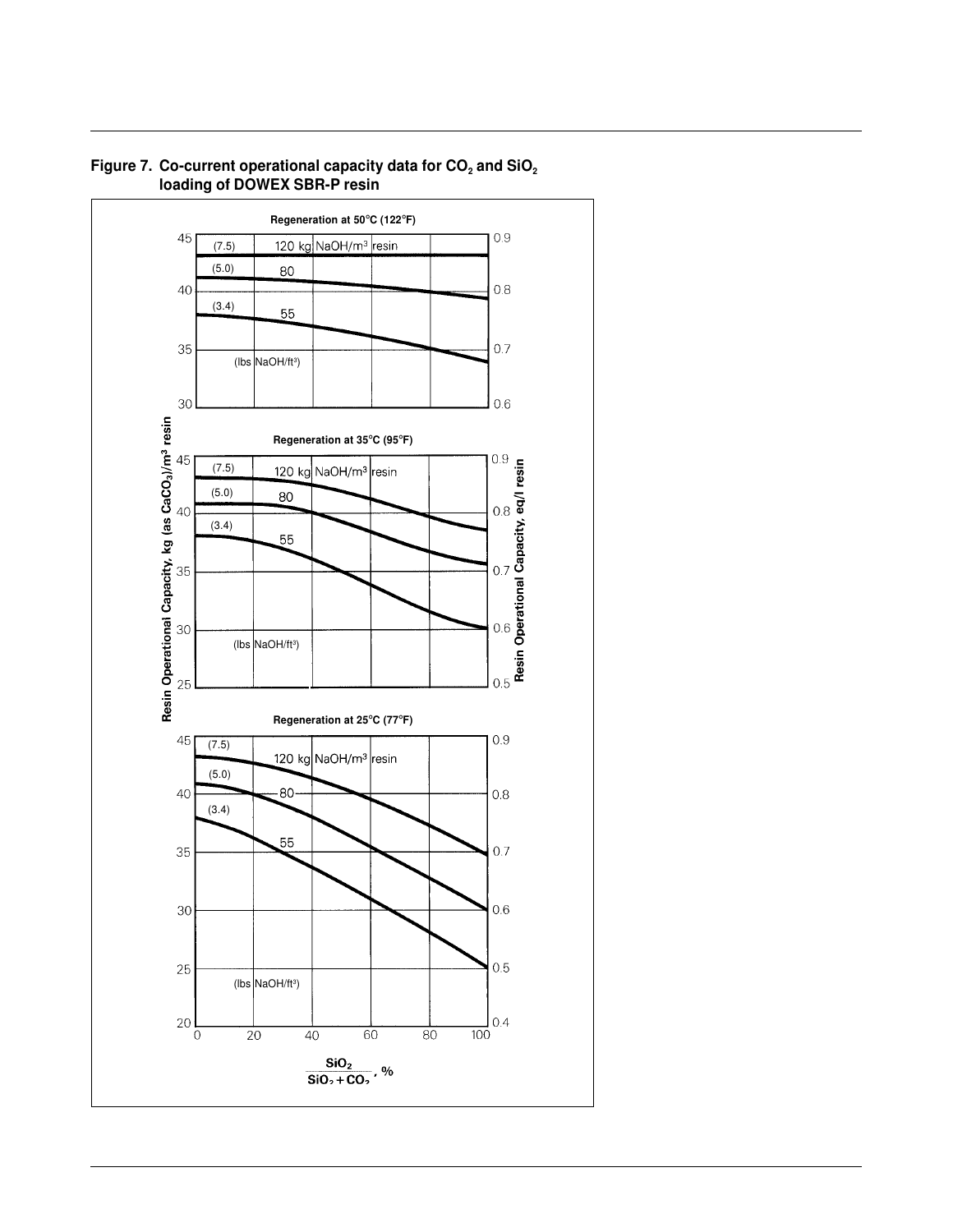**Figure 7. Co-current operational capacity data for $CO_2$ and $SiO_2$ loading of DOWEX SBR-P resin**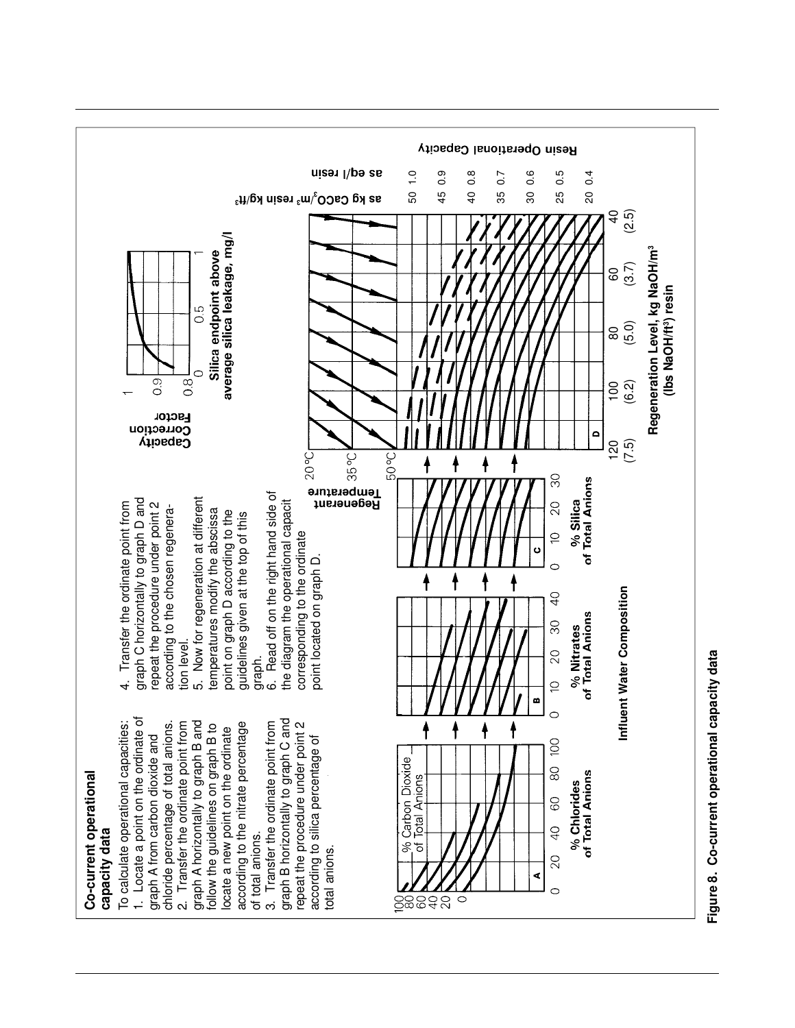## Co-current operational capacity data

To calculate operational capacities:

1. Locate a point on the ordinate of graph A from carbon dioxide and chloride percentage of total anions.
2. Transfer the ordinate point from graph A horizontally to graph B and follow the guidelines on graph B to locate a new point on the ordinate according to the nitrate percentage of total anions.
3. Transfer the ordinate point from graph B horizontally to graph C and repeat the procedure under point 2 according to silica percentage of total anions.
4. Transfer the ordinate point from graph C horizontally to graph D and repeat the procedure under point 2 according to the chosen regeneration level.
5. Now for regeneration at different temperatures modify the abscissa point on graph D according to the guidelines given at the top of this graph.
6. Read off on the right hand side of the diagram the operational capacit corresponding to the ordinate point located on graph D.

Graph A: % Carbon Dioxide of Total Anions (100, 80, 60, 40, 20, 0) vs. % Chlorides of Total Anions (0, 20, 40, 60, 80, 100)

Graph B: % Nitrates of Total Anions (0, 10, 20, 30, 40)

Graph C: % Silica of Total Anions (0, 10, 20, 30)

Influent Water Composition

Regenerant Temperature: 20 °C, 35 °C, 50 °C

Graph D: Regeneration Level, kg NaOH/m³ (lbs NaOH/ft³) resin: 120 (7.5), 100 (6.2), 80 (5.0), 60 (3.7), 40 (2.5)

Capacity Correction Factor (0.8, 0.9, 1) vs. Silica endpoint above average silica leakage, mg/l (0, 0.5, 1)

Resin Operational Capacity

| as kg $CaCO_3$/m³ resin kg/ft³ | as eq/l resin |
|---|---|
| 50 | 1.0 |
| 45 | 0.9 |
| 40 | 0.8 |
| 35 | 0.7 |
| 30 | 0.6 |
| 25 | 0.5 |
| 20 | 0.4 |

**Figure 8. Co-current operational capacity data**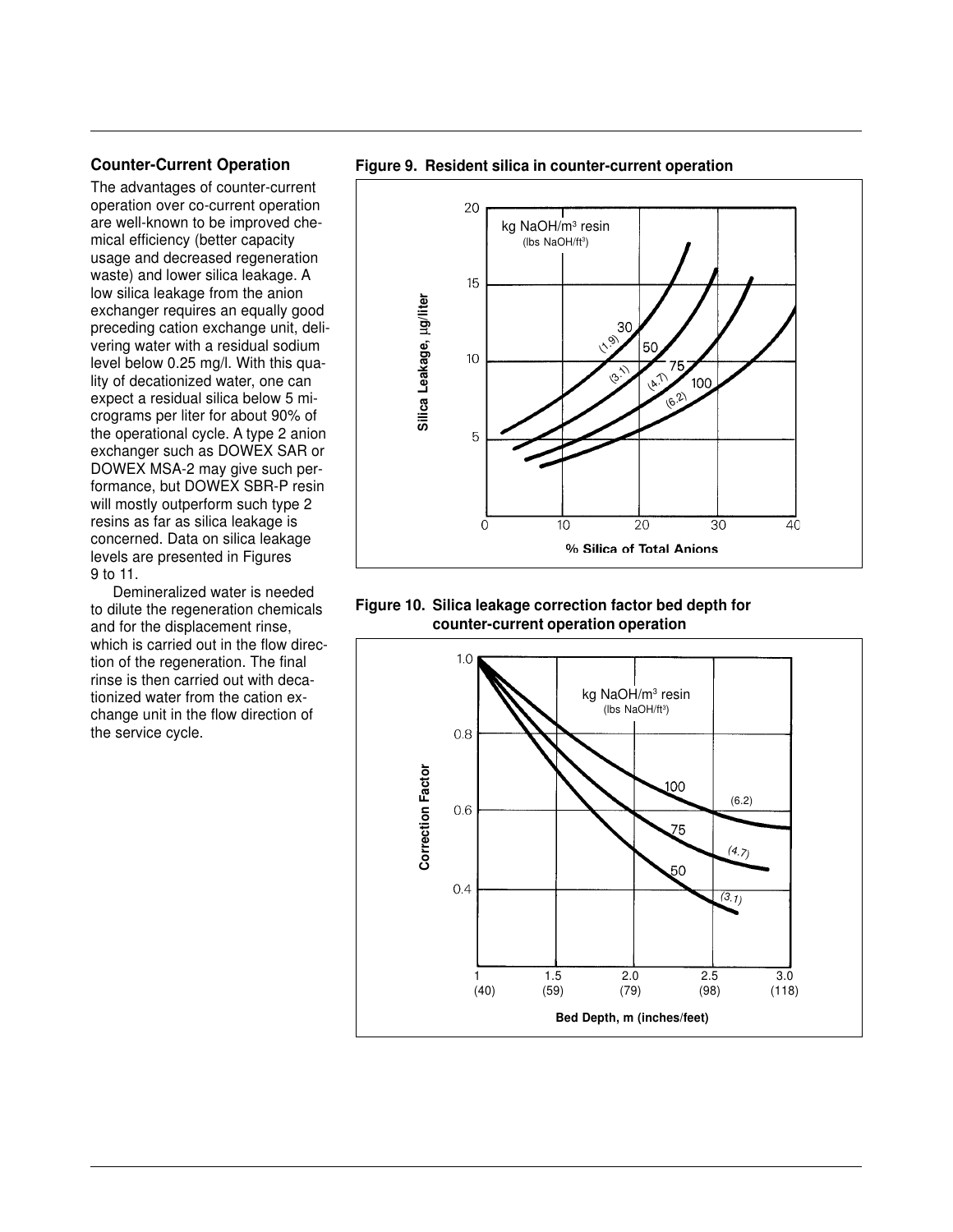## Counter-Current Operation

The advantages of counter-current operation over co-current operation are well-known to be improved chemical efficiency (better capacity usage and decreased regeneration waste) and lower silica leakage. A low silica leakage from the anion exchanger requires an equally good preceding cation exchange unit, delivering water with a residual sodium level below 0.25 mg/l. With this quality of decationized water, one can expect a residual silica below 5 micrograms per liter for about 90% of the operational cycle. A type 2 anion exchanger such as DOWEX SAR or DOWEX MSA-2 may give such performance, but DOWEX SBR-P resin will mostly outperform such type 2 resins as far as silica leakage is concerned. Data on silica leakage levels are presented in Figures 9 to 11.

Demineralized water is needed to dilute the regeneration chemicals and for the displacement rinse, which is carried out in the flow direction of the regeneration. The final rinse is then carried out with decationized water from the cation exchange unit in the flow direction of the service cycle.

**Figure 9. Resident silica in counter-current operation**

**Figure 10. Silica leakage correction factor bed depth for counter-current operation operation**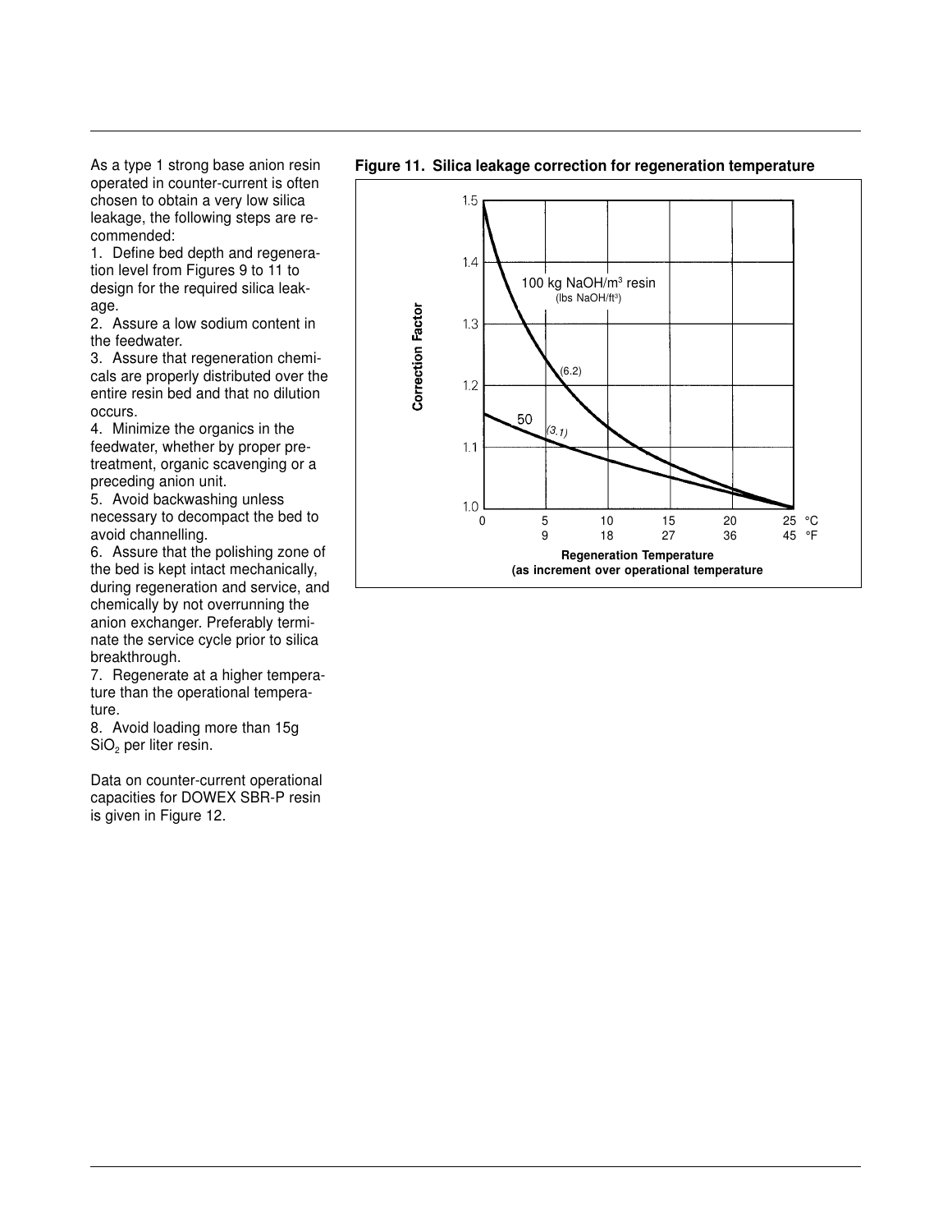As a type 1 strong base anion resin operated in counter-current is often chosen to obtain a very low silica leakage, the following steps are recommended:

1. Define bed depth and regeneration level from Figures 9 to 11 to design for the required silica leakage.
2. Assure a low sodium content in the feedwater.
3. Assure that regeneration chemicals are properly distributed over the entire resin bed and that no dilution occurs.
4. Minimize the organics in the feedwater, whether by proper pretreatment, organic scavenging or a preceding anion unit.
5. Avoid backwashing unless necessary to decompact the bed to avoid channelling.
6. Assure that the polishing zone of the bed is kept intact mechanically, during regeneration and service, and chemically by not overrunning the anion exchanger. Preferably terminate the service cycle prior to silica breakthrough.
7. Regenerate at a higher temperature than the operational temperature.
8. Avoid loading more than 15g $SiO_2$ per liter resin.

Data on counter-current operational capacities for DOWEX SBR-P resin is given in Figure 12.

**Figure 11. Silica leakage correction for regeneration temperature**

Correction Factor (1.0–1.5) vs. Regeneration Temperature (as increment over operational temperature), 0–25 °C (0–45 °F). Curves: 100 kg $NaOH/m^3$ resin (6.2 lbs $NaOH/ft^3$); 50 (3.1).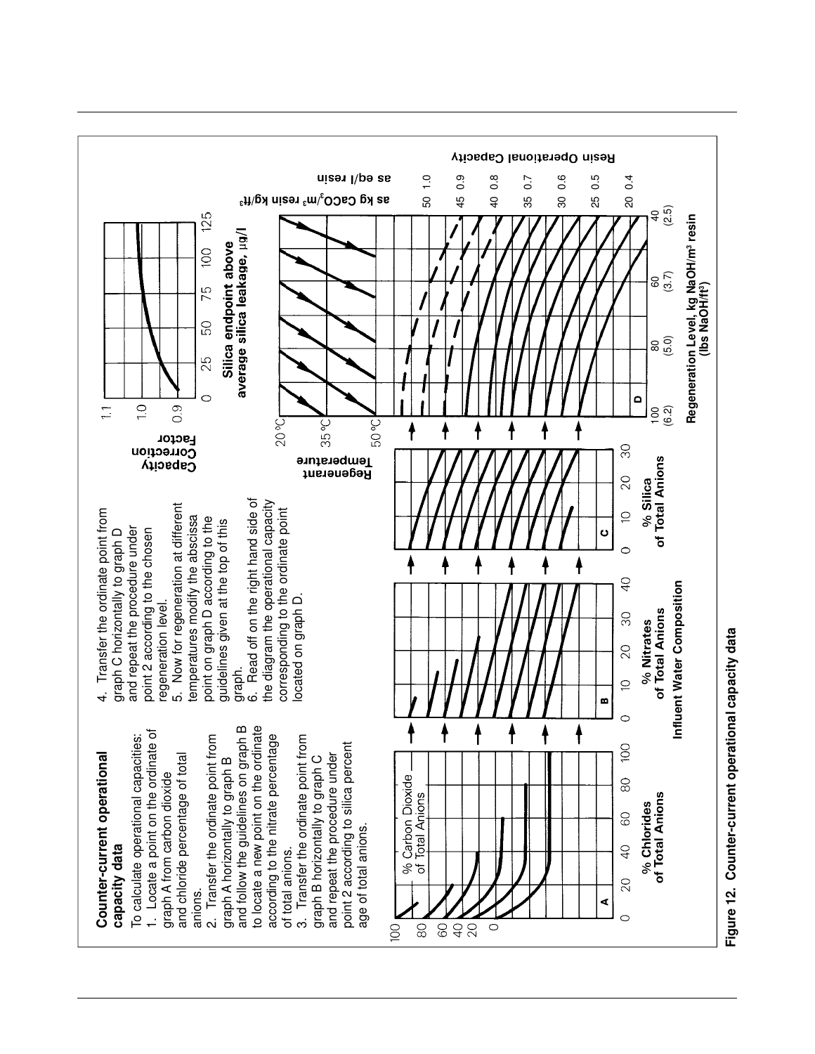## Counter-current operational capacity data

To calculate operational capacities:

1. Locate a point on the ordinate of graph A from carbon dioxide and chloride percentage of total anions.
2. Transfer the ordinate point from graph A horizontally to graph B and follow the guidelines on graph B to locate a new point on the ordinate according to the nitrate percentage of total anions.
3. Transfer the ordinate point from graph B horizontally to graph C and repeat the procedure under point 2 according to silica percentage of total anions.
4. Transfer the ordinate point from graph C horizontally to graph D and repeat the procedure under point 2 according to the chosen regeneration level.
5. Now for regeneration at different temperatures modify the abscissa point on graph D according to the guidelines given at the top of this graph.
6. Read off on the right hand side of the diagram the operational capacity corresponding to the ordinate point located on graph D.

**Figure 12. Counter-current operational capacity data**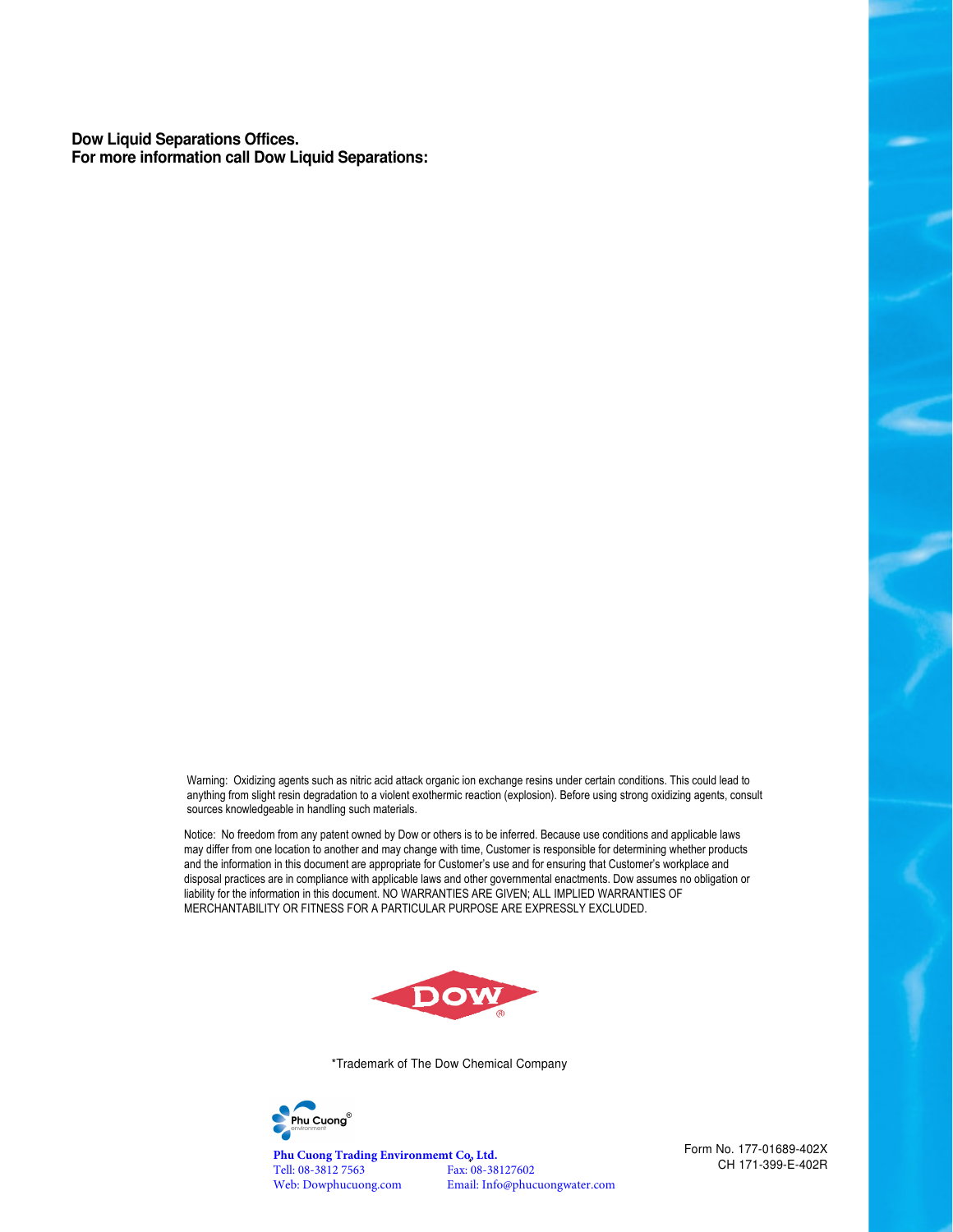**Dow Liquid Separations Offices.**
**For more information call Dow Liquid Separations:**

Warning: Oxidizing agents such as nitric acid attack organic ion exchange resins under certain conditions. This could lead to anything from slight resin degradation to a violent exothermic reaction (explosion). Before using strong oxidizing agents, consult sources knowledgeable in handling such materials.

Notice: No freedom from any patent owned by Dow or others is to be inferred. Because use conditions and applicable laws may differ from one location to another and may change with time, Customer is responsible for determining whether products and the information in this document are appropriate for Customer's use and for ensuring that Customer's workplace and disposal practices are in compliance with applicable laws and other governmental enactments. Dow assumes no obligation or liability for the information in this document. NO WARRANTIES ARE GIVEN; ALL IMPLIED WARRANTIES OF MERCHANTABILITY OR FITNESS FOR A PARTICULAR PURPOSE ARE EXPRESSLY EXCLUDED.

DOW®

*Trademark of The Dow Chemical Company

Phu Cuong® environment

**Phu Cuong Trading Environmemt Co, Ltd.**
Tell: 08-3812 7563 Fax: 08-38127602
Web: Dowphucuong.com Email: Info@phucuongwater.com

Form No. 177-01689-402X
CH 171-399-E-402R